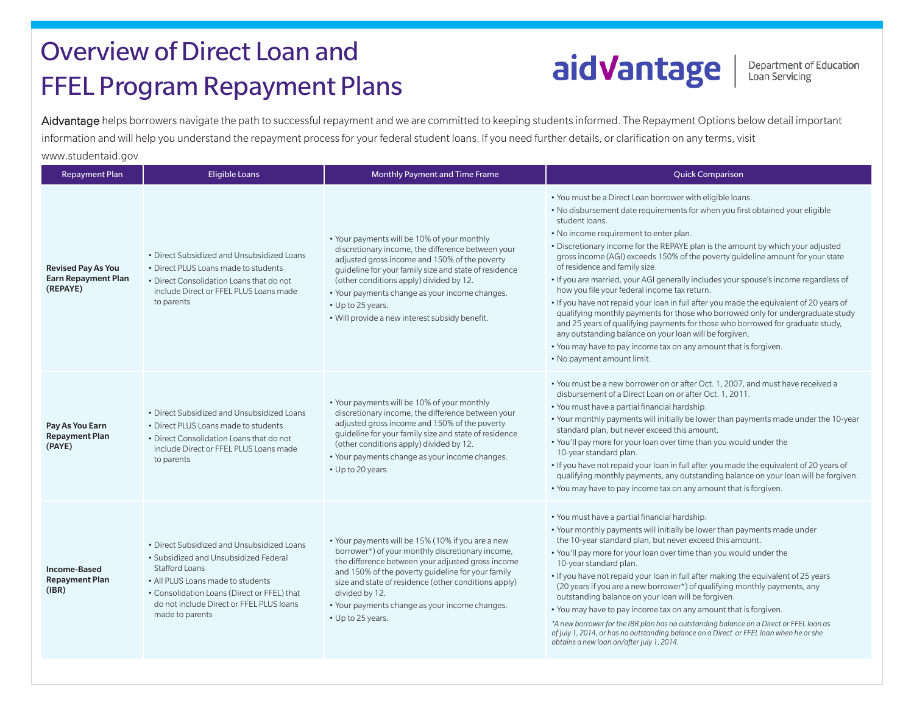# Overview of Direct Loan and FFEL Program Repayment Plans

aidvantage | Department of Education Loan Servicing

Aidvantage helps borrowers navigate the path to successful repayment and we are committed to keeping students informed. The Repayment Options below detail important information and will help you understand the repayment process for your federal student loans. If you need further details, or clarification on any terms, visit www.studentaid.gov

| Repayment Plan | Eligible Loans | Monthly Payment and Time Frame | Quick Comparison |
|---|---|---|---|
| **Revised Pay As You Earn Repayment Plan (REPAYE)** | • Direct Subsidized and Unsubsidized Loans<br>• Direct PLUS Loans made to students<br>• Direct Consolidation Loans that do not include Direct or FFEL PLUS Loans made to parents | • Your payments will be 10% of your monthly discretionary income, the difference between your adjusted gross income and 150% of the poverty guideline for your family size and state of residence (other conditions apply) divided by 12.<br>• Your payments change as your income changes.<br>• Up to 25 years.<br>• Will provide a new interest subsidy benefit. | • You must be a Direct Loan borrower with eligible loans.<br>• No disbursement date requirements for when you first obtained your eligible student loans.<br>• No income requirement to enter plan.<br>• Discretionary income for the REPAYE plan is the amount by which your adjusted gross income (AGI) exceeds 150% of the poverty guideline amount for your state of residence and family size.<br>• If you are married, your AGI generally includes your spouse's income regardless of how you file your federal income tax return.<br>• If you have not repaid your loan in full after you made the equivalent of 20 years of qualifying monthly payments for those who borrowed only for undergraduate study and 25 years of qualifying payments for those who borrowed for graduate study, any outstanding balance on your loan will be forgiven.<br>• You may have to pay income tax on any amount that is forgiven.<br>• No payment amount limit. |
| **Pay As You Earn Repayment Plan (PAYE)** | • Direct Subsidized and Unsubsidized Loans<br>• Direct PLUS Loans made to students<br>• Direct Consolidation Loans that do not include Direct or FFEL PLUS Loans made to parents | • Your payments will be 10% of your monthly discretionary income, the difference between your adjusted gross income and 150% of the poverty guideline for your family size and state of residence (other conditions apply) divided by 12.<br>• Your payments change as your income changes.<br>• Up to 20 years. | • You must be a new borrower on or after Oct. 1, 2007, and must have received a disbursement of a Direct Loan on or after Oct. 1, 2011.<br>• You must have a partial financial hardship.<br>• Your monthly payments will initially be lower than payments made under the 10-year standard plan, but never exceed this amount.<br>• You'll pay more for your loan over time than you would under the 10-year standard plan.<br>• If you have not repaid your loan in full after you made the equivalent of 20 years of qualifying monthly payments, any outstanding balance on your loan will be forgiven.<br>• You may have to pay income tax on any amount that is forgiven. |
| **Income-Based Repayment Plan (IBR)** | • Direct Subsidized and Unsubsidized Loans<br>• Subsidized and Unsubsidized Federal Stafford Loans<br>• All PLUS Loans made to students<br>• Consolidation Loans (Direct or FFEL) that do not include Direct or FFEL PLUS loans made to parents | • Your payments will be 15% (10% if you are a new borrower*) of your monthly discretionary income, the difference between your adjusted gross income and 150% of the poverty guideline for your family size and state of residence (other conditions apply) divided by 12.<br>• Your payments change as your income changes.<br>• Up to 25 years. | • You must have a partial financial hardship.<br>• Your monthly payments will initially be lower than payments made under the 10-year standard plan, but never exceed this amount.<br>• You'll pay more for your loan over time than you would under the 10-year standard plan.<br>• If you have not repaid your loan in full after making the equivalent of 25 years (20 years if you are a new borrower*) of qualifying monthly payments, any outstanding balance on your loan will be forgiven.<br>• You may have to pay income tax on any amount that is forgiven.<br>*\*A new borrower for the IBR plan has no outstanding balance on a Direct or FFEL loan as of July 1, 2014, or has no outstanding balance on a Direct or FFEL loan when he or she obtains a new loan on/after July 1, 2014.* |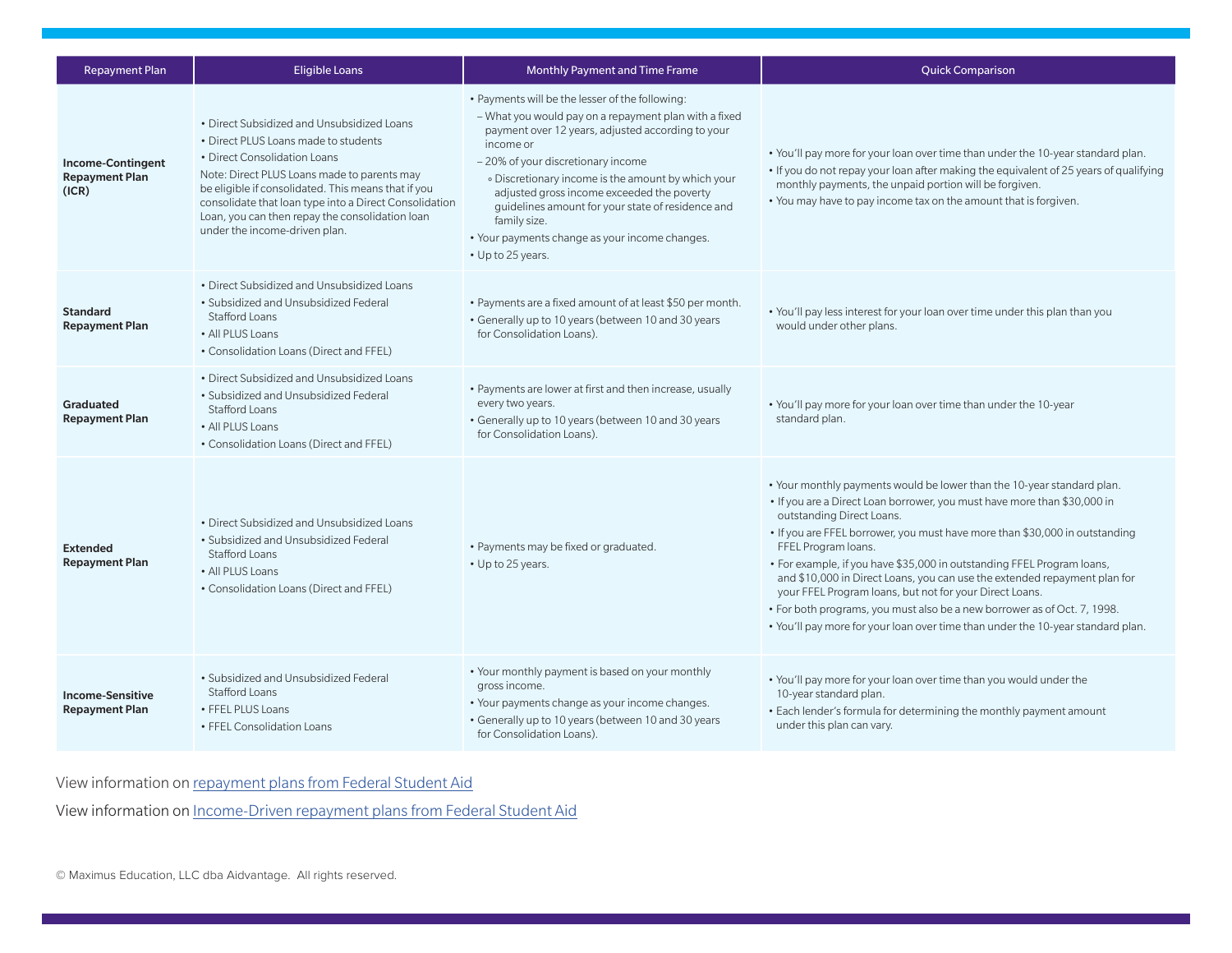| Repayment Plan | Eligible Loans | Monthly Payment and Time Frame | Quick Comparison |
|---|---|---|---|
| **Income-Contingent Repayment Plan (ICR)** | • Direct Subsidized and Unsubsidized Loans<br>• Direct PLUS Loans made to students<br>• Direct Consolidation Loans<br>Note: Direct PLUS Loans made to parents may be eligible if consolidated. This means that if you consolidate that loan type into a Direct Consolidation Loan, you can then repay the consolidation loan under the income-driven plan. | • Payments will be the lesser of the following:<br>– What you would pay on a repayment plan with a fixed payment over 12 years, adjusted according to your income or<br>– 20% of your discretionary income<br>◦ Discretionary income is the amount by which your adjusted gross income exceeded the poverty guidelines amount for your state of residence and family size.<br>• Your payments change as your income changes.<br>• Up to 25 years. | • You'll pay more for your loan over time than under the 10-year standard plan.<br>• If you do not repay your loan after making the equivalent of 25 years of qualifying monthly payments, the unpaid portion will be forgiven.<br>• You may have to pay income tax on the amount that is forgiven. |
| **Standard Repayment Plan** | • Direct Subsidized and Unsubsidized Loans<br>• Subsidized and Unsubsidized Federal Stafford Loans<br>• All PLUS Loans<br>• Consolidation Loans (Direct and FFEL) | • Payments are a fixed amount of at least $50 per month.<br>• Generally up to 10 years (between 10 and 30 years for Consolidation Loans). | • You'll pay less interest for your loan over time under this plan than you would under other plans. |
| **Graduated Repayment Plan** | • Direct Subsidized and Unsubsidized Loans<br>• Subsidized and Unsubsidized Federal Stafford Loans<br>• All PLUS Loans<br>• Consolidation Loans (Direct and FFEL) | • Payments are lower at first and then increase, usually every two years.<br>• Generally up to 10 years (between 10 and 30 years for Consolidation Loans). | • You'll pay more for your loan over time than under the 10-year standard plan. |
| **Extended Repayment Plan** | • Direct Subsidized and Unsubsidized Loans<br>• Subsidized and Unsubsidized Federal Stafford Loans<br>• All PLUS Loans<br>• Consolidation Loans (Direct and FFEL) | • Payments may be fixed or graduated.<br>• Up to 25 years. | • Your monthly payments would be lower than the 10-year standard plan.<br>• If you are a Direct Loan borrower, you must have more than $30,000 in outstanding Direct Loans.<br>• If you are FFEL borrower, you must have more than $30,000 in outstanding FFEL Program loans.<br>• For example, if you have $35,000 in outstanding FFEL Program loans, and $10,000 in Direct Loans, you can use the extended repayment plan for your FFEL Program loans, but not for your Direct Loans.<br>• For both programs, you must also be a new borrower as of Oct. 7, 1998.<br>• You'll pay more for your loan over time than under the 10-year standard plan. |
| **Income-Sensitive Repayment Plan** | • Subsidized and Unsubsidized Federal Stafford Loans<br>• FFEL PLUS Loans<br>• FFEL Consolidation Loans | • Your monthly payment is based on your monthly gross income.<br>• Your payments change as your income changes.<br>• Generally up to 10 years (between 10 and 30 years for Consolidation Loans). | • You'll pay more for your loan over time than you would under the 10-year standard plan.<br>• Each lender's formula for determining the monthly payment amount under this plan can vary. |

View information on repayment plans from Federal Student Aid

View information on Income-Driven repayment plans from Federal Student Aid

© Maximus Education, LLC dba Aidvantage. All rights reserved.